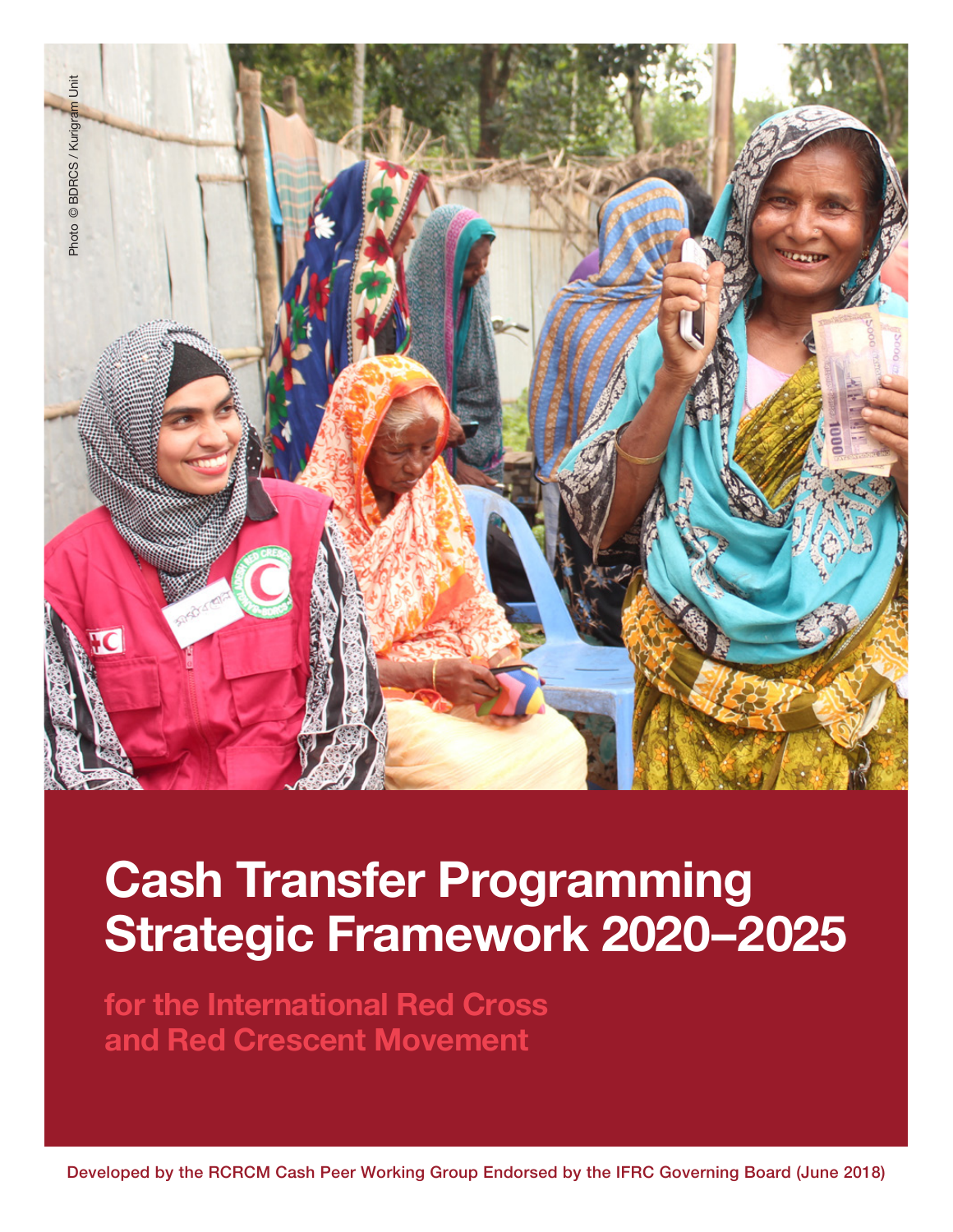Photo © BDRCS / Kurigram Unit

# Cash Transfer Programming Strategic Framework 2020–2025

## for the International Red Cross and Red Crescent Movement

Developed by the RCRCM Cash Peer Working Group Endorsed by the IFRC Governing Board (June 2018)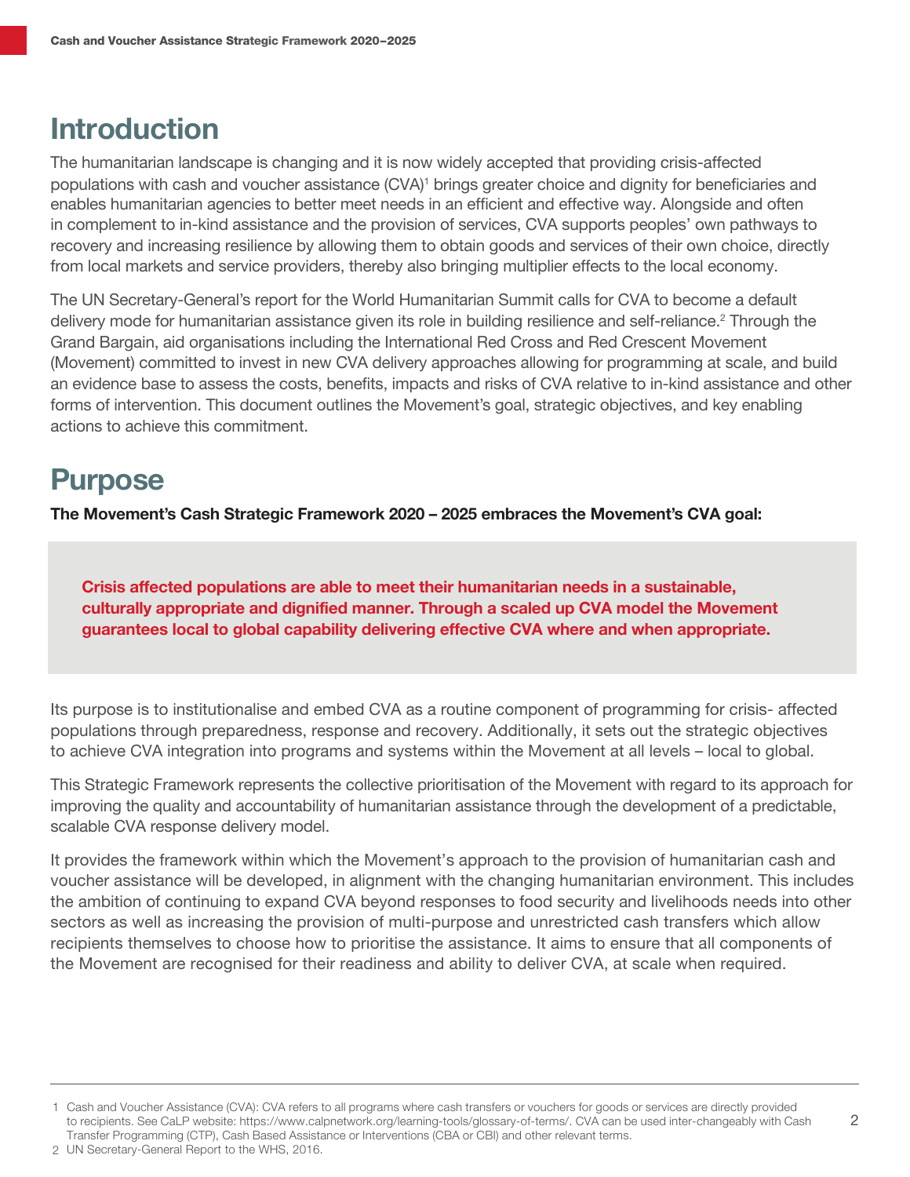# Introduction

The humanitarian landscape is changing and it is now widely accepted that providing crisis-affected populations with cash and voucher assistance (CVA)[1] brings greater choice and dignity for beneficiaries and enables humanitarian agencies to better meet needs in an efficient and effective way. Alongside and often in complement to in-kind assistance and the provision of services, CVA supports peoples' own pathways to recovery and increasing resilience by allowing them to obtain goods and services of their own choice, directly from local markets and service providers, thereby also bringing multiplier effects to the local economy.

The UN Secretary-General's report for the World Humanitarian Summit calls for CVA to become a default delivery mode for humanitarian assistance given its role in building resilience and self-reliance.[2] Through the Grand Bargain, aid organisations including the International Red Cross and Red Crescent Movement (Movement) committed to invest in new CVA delivery approaches allowing for programming at scale, and build an evidence base to assess the costs, benefits, impacts and risks of CVA relative to in-kind assistance and other forms of intervention. This document outlines the Movement's goal, strategic objectives, and key enabling actions to achieve this commitment.

# Purpose

**The Movement's Cash Strategic Framework 2020 – 2025 embraces the Movement's CVA goal:**

> **Crisis affected populations are able to meet their humanitarian needs in a sustainable, culturally appropriate and dignified manner. Through a scaled up CVA model the Movement guarantees local to global capability delivering effective CVA where and when appropriate.**

Its purpose is to institutionalise and embed CVA as a routine component of programming for crisis- affected populations through preparedness, response and recovery. Additionally, it sets out the strategic objectives to achieve CVA integration into programs and systems within the Movement at all levels – local to global.

This Strategic Framework represents the collective prioritisation of the Movement with regard to its approach for improving the quality and accountability of humanitarian assistance through the development of a predictable, scalable CVA response delivery model.

It provides the framework within which the Movement's approach to the provision of humanitarian cash and voucher assistance will be developed, in alignment with the changing humanitarian environment. This includes the ambition of continuing to expand CVA beyond responses to food security and livelihoods needs into other sectors as well as increasing the provision of multi-purpose and unrestricted cash transfers which allow recipients themselves to choose how to prioritise the assistance. It aims to ensure that all components of the Movement are recognised for their readiness and ability to deliver CVA, at scale when required.

---

1 Cash and Voucher Assistance (CVA): CVA refers to all programs where cash transfers or vouchers for goods or services are directly provided to recipients. See CaLP website: https://www.calpnetwork.org/learning-tools/glossary-of-terms/. CVA can be used inter-changeably with Cash Transfer Programming (CTP), Cash Based Assistance or Interventions (CBA or CBI) and other relevant terms.

2 UN Secretary-General Report to the WHS, 2016.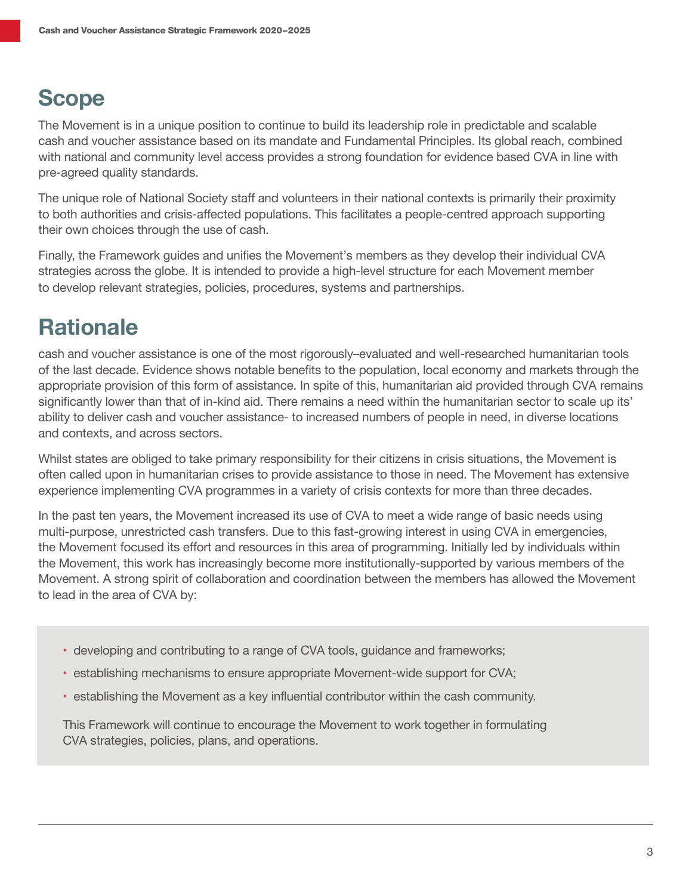## Scope

The Movement is in a unique position to continue to build its leadership role in predictable and scalable cash and voucher assistance based on its mandate and Fundamental Principles. Its global reach, combined with national and community level access provides a strong foundation for evidence based CVA in line with pre-agreed quality standards.

The unique role of National Society staff and volunteers in their national contexts is primarily their proximity to both authorities and crisis-affected populations. This facilitates a people-centred approach supporting their own choices through the use of cash.

Finally, the Framework guides and unifies the Movement's members as they develop their individual CVA strategies across the globe. It is intended to provide a high-level structure for each Movement member to develop relevant strategies, policies, procedures, systems and partnerships.

## Rationale

cash and voucher assistance is one of the most rigorously–evaluated and well-researched humanitarian tools of the last decade. Evidence shows notable benefits to the population, local economy and markets through the appropriate provision of this form of assistance. In spite of this, humanitarian aid provided through CVA remains significantly lower than that of in-kind aid. There remains a need within the humanitarian sector to scale up its' ability to deliver cash and voucher assistance- to increased numbers of people in need, in diverse locations and contexts, and across sectors.

Whilst states are obliged to take primary responsibility for their citizens in crisis situations, the Movement is often called upon in humanitarian crises to provide assistance to those in need. The Movement has extensive experience implementing CVA programmes in a variety of crisis contexts for more than three decades.

In the past ten years, the Movement increased its use of CVA to meet a wide range of basic needs using multi-purpose, unrestricted cash transfers. Due to this fast-growing interest in using CVA in emergencies, the Movement focused its effort and resources in this area of programming. Initially led by individuals within the Movement, this work has increasingly become more institutionally-supported by various members of the Movement. A strong spirit of collaboration and coordination between the members has allowed the Movement to lead in the area of CVA by:

- developing and contributing to a range of CVA tools, guidance and frameworks;
- establishing mechanisms to ensure appropriate Movement-wide support for CVA;
- establishing the Movement as a key influential contributor within the cash community.

This Framework will continue to encourage the Movement to work together in formulating CVA strategies, policies, plans, and operations.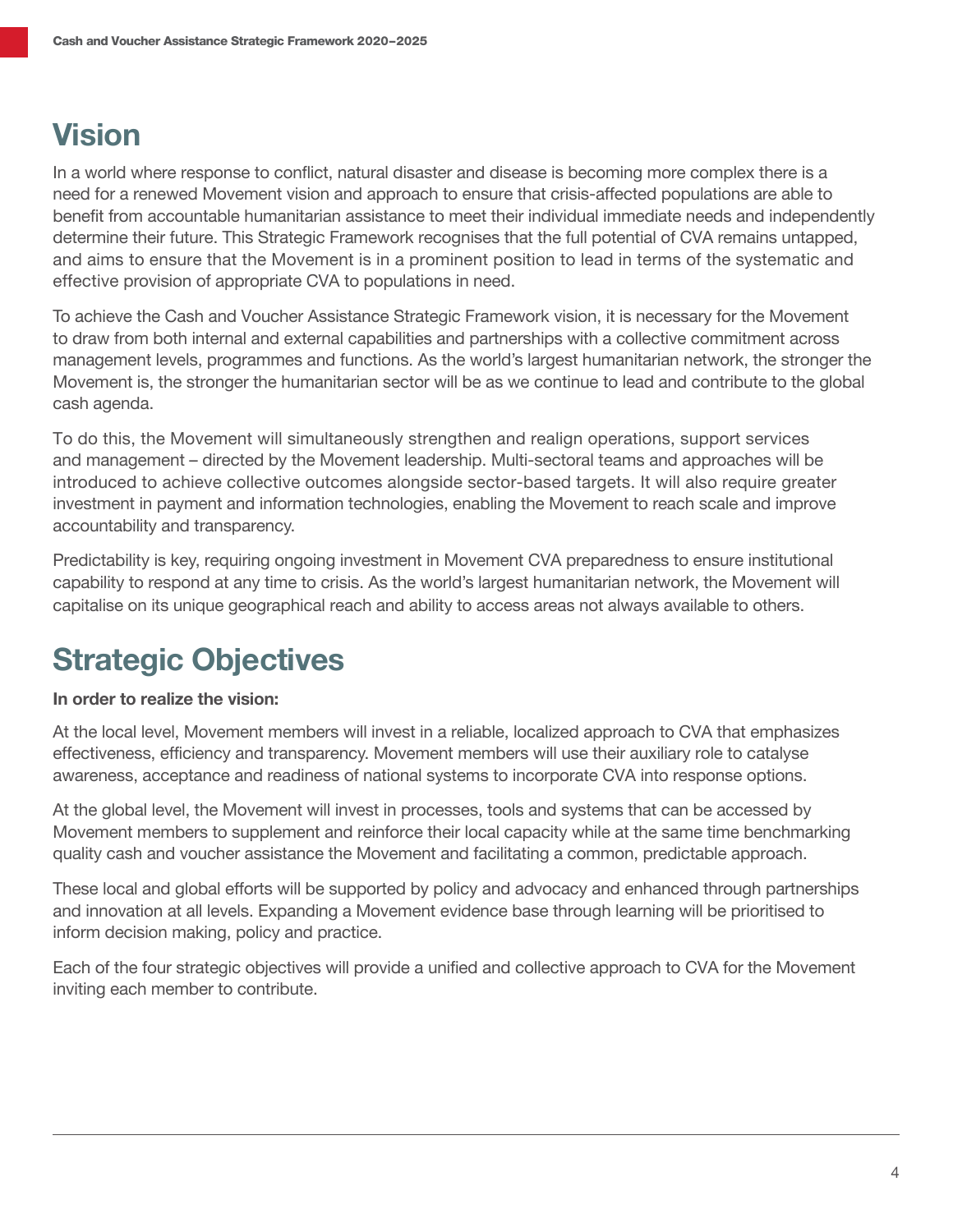## Vision

In a world where response to conflict, natural disaster and disease is becoming more complex there is a need for a renewed Movement vision and approach to ensure that crisis-affected populations are able to benefit from accountable humanitarian assistance to meet their individual immediate needs and independently determine their future. This Strategic Framework recognises that the full potential of CVA remains untapped, and aims to ensure that the Movement is in a prominent position to lead in terms of the systematic and effective provision of appropriate CVA to populations in need.

To achieve the Cash and Voucher Assistance Strategic Framework vision, it is necessary for the Movement to draw from both internal and external capabilities and partnerships with a collective commitment across management levels, programmes and functions. As the world's largest humanitarian network, the stronger the Movement is, the stronger the humanitarian sector will be as we continue to lead and contribute to the global cash agenda.

To do this, the Movement will simultaneously strengthen and realign operations, support services and management – directed by the Movement leadership. Multi-sectoral teams and approaches will be introduced to achieve collective outcomes alongside sector-based targets. It will also require greater investment in payment and information technologies, enabling the Movement to reach scale and improve accountability and transparency.

Predictability is key, requiring ongoing investment in Movement CVA preparedness to ensure institutional capability to respond at any time to crisis. As the world's largest humanitarian network, the Movement will capitalise on its unique geographical reach and ability to access areas not always available to others.

## Strategic Objectives

**In order to realize the vision:**

At the local level, Movement members will invest in a reliable, localized approach to CVA that emphasizes effectiveness, efficiency and transparency. Movement members will use their auxiliary role to catalyse awareness, acceptance and readiness of national systems to incorporate CVA into response options.

At the global level, the Movement will invest in processes, tools and systems that can be accessed by Movement members to supplement and reinforce their local capacity while at the same time benchmarking quality cash and voucher assistance the Movement and facilitating a common, predictable approach.

These local and global efforts will be supported by policy and advocacy and enhanced through partnerships and innovation at all levels. Expanding a Movement evidence base through learning will be prioritised to inform decision making, policy and practice.

Each of the four strategic objectives will provide a unified and collective approach to CVA for the Movement inviting each member to contribute.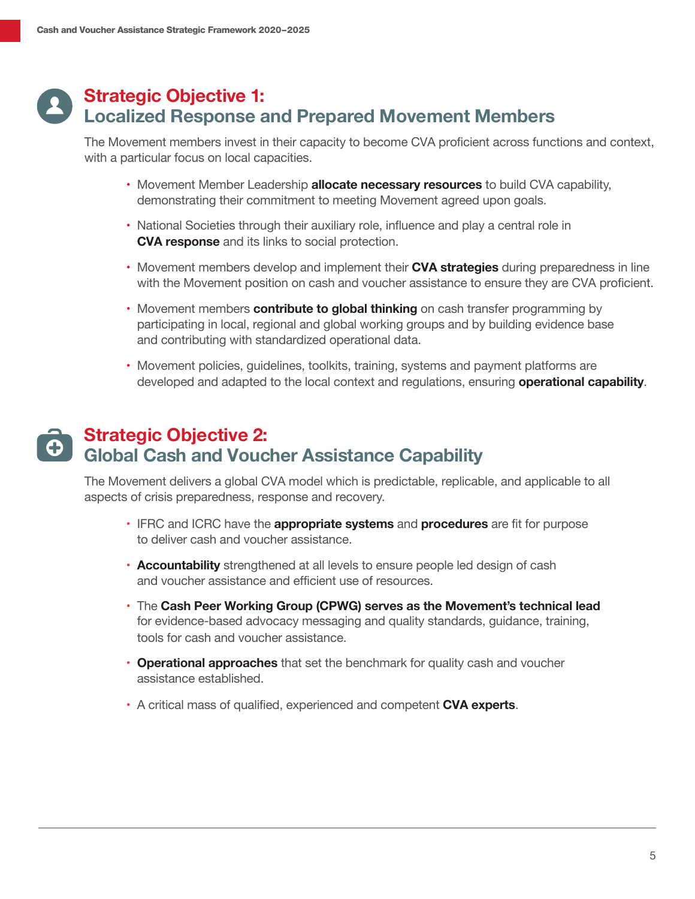## Strategic Objective 1: Localized Response and Prepared Movement Members

The Movement members invest in their capacity to become CVA proficient across functions and context, with a particular focus on local capacities.

- Movement Member Leadership **allocate necessary resources** to build CVA capability, demonstrating their commitment to meeting Movement agreed upon goals.
- National Societies through their auxiliary role, influence and play a central role in **CVA response** and its links to social protection.
- Movement members develop and implement their **CVA strategies** during preparedness in line with the Movement position on cash and voucher assistance to ensure they are CVA proficient.
- Movement members **contribute to global thinking** on cash transfer programming by participating in local, regional and global working groups and by building evidence base and contributing with standardized operational data.
- Movement policies, guidelines, toolkits, training, systems and payment platforms are developed and adapted to the local context and regulations, ensuring **operational capability**.

## Strategic Objective 2: Global Cash and Voucher Assistance Capability

The Movement delivers a global CVA model which is predictable, replicable, and applicable to all aspects of crisis preparedness, response and recovery.

- IFRC and ICRC have the **appropriate systems** and **procedures** are fit for purpose to deliver cash and voucher assistance.
- **Accountability** strengthened at all levels to ensure people led design of cash and voucher assistance and efficient use of resources.
- The **Cash Peer Working Group (CPWG) serves as the Movement's technical lead** for evidence-based advocacy messaging and quality standards, guidance, training, tools for cash and voucher assistance.
- **Operational approaches** that set the benchmark for quality cash and voucher assistance established.
- A critical mass of qualified, experienced and competent **CVA experts**.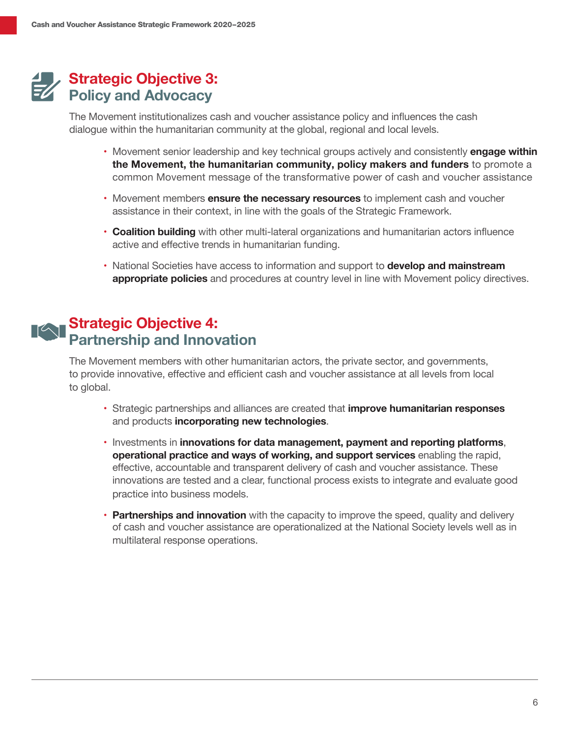## Strategic Objective 3: Policy and Advocacy

The Movement institutionalizes cash and voucher assistance policy and influences the cash dialogue within the humanitarian community at the global, regional and local levels.

- Movement senior leadership and key technical groups actively and consistently **engage within the Movement, the humanitarian community, policy makers and funders** to promote a common Movement message of the transformative power of cash and voucher assistance
- Movement members **ensure the necessary resources** to implement cash and voucher assistance in their context, in line with the goals of the Strategic Framework.
- **Coalition building** with other multi-lateral organizations and humanitarian actors influence active and effective trends in humanitarian funding.
- National Societies have access to information and support to **develop and mainstream appropriate policies** and procedures at country level in line with Movement policy directives.

## Strategic Objective 4: Partnership and Innovation

The Movement members with other humanitarian actors, the private sector, and governments, to provide innovative, effective and efficient cash and voucher assistance at all levels from local to global.

- Strategic partnerships and alliances are created that **improve humanitarian responses** and products **incorporating new technologies**.
- Investments in **innovations for data management, payment and reporting platforms**, **operational practice and ways of working, and support services** enabling the rapid, effective, accountable and transparent delivery of cash and voucher assistance. These innovations are tested and a clear, functional process exists to integrate and evaluate good practice into business models.
- **Partnerships and innovation** with the capacity to improve the speed, quality and delivery of cash and voucher assistance are operationalized at the National Society levels well as in multilateral response operations.